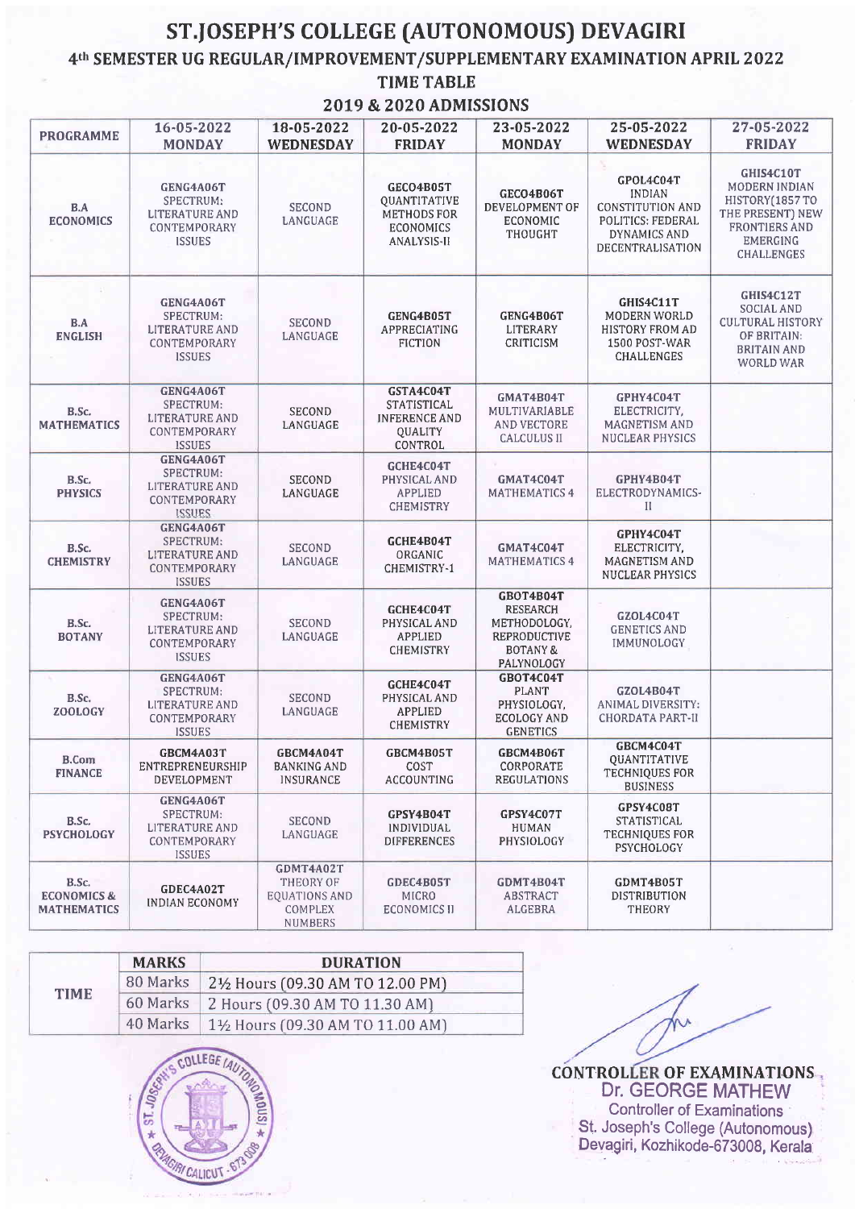# ST.JOSEPH'S COLLEGE (AUTONOMOUS) DEVAGIRI

## 4th SEMESTER UG REGULAR/IMPROVEMENT/SUPPLEMENTARY EXAMINATION APRIL 2022

### TIME TABLE

### 2019 & 2020 ADMISSIONS

| PROGRAMME | 16-05-2022 MONDAY | 18-05-2022 WEDNESDAY | 20-05-2022 FRIDAY | 23-05-2022 MONDAY | 25-05-2022 WEDNESDAY | 27-05-2022 FRIDAY |
|---|---|---|---|---|---|---|
| B.A ECONOMICS | GENG4A06T SPECTRUM: LITERATURE AND CONTEMPORARY ISSUES | SECOND LANGUAGE | GECO4B05T QUANTITATIVE METHODS FOR ECONOMICS ANALYSIS-II | GECO4B06T DEVELOPMENT OF ECONOMIC THOUGHT | GPOL4C04T INDIAN CONSTITUTION AND POLITICS: FEDERAL DYNAMICS AND DECENTRALISATION | GHIS4C10T MODERN INDIAN HISTORY(1857 TO THE PRESENT) NEW FRONTIERS AND EMERGING CHALLENGES |
| B.A ENGLISH | GENG4A06T SPECTRUM: LITERATURE AND CONTEMPORARY ISSUES | SECOND LANGUAGE | GENG4B05T APPRECIATING FICTION | GENG4B06T LITERARY CRITICISM | GHIS4C11T MODERN WORLD HISTORY FROM AD 1500 POST-WAR CHALLENGES | GHIS4C12T SOCIAL AND CULTURAL HISTORY OF BRITAIN: BRITAIN AND WORLD WAR |
| B.Sc. MATHEMATICS | GENG4A06T SPECTRUM: LITERATURE AND CONTEMPORARY ISSUES | SECOND LANGUAGE | GSTA4C04T STATISTICAL INFERENCE AND QUALITY CONTROL | GMAT4B04T MULTIVARIABLE AND VECTORE CALCULUS II | GPHY4C04T ELECTRICITY, MAGNETISM AND NUCLEAR PHYSICS | |
| B.Sc. PHYSICS | GENG4A06T SPECTRUM: LITERATURE AND CONTEMPORARY ISSUES | SECOND LANGUAGE | GCHE4C04T PHYSICAL AND APPLIED CHEMISTRY | GMAT4C04T MATHEMATICS 4 | GPHY4B04T ELECTRODYNAMICS-II | |
| B.Sc. CHEMISTRY | GENG4A06T SPECTRUM: LITERATURE AND CONTEMPORARY ISSUES | SECOND LANGUAGE | GCHE4B04T ORGANIC CHEMISTRY-1 | GMAT4C04T MATHEMATICS 4 | GPHY4C04T ELECTRICITY, MAGNETISM AND NUCLEAR PHYSICS | |
| B.Sc. BOTANY | GENG4A06T SPECTRUM: LITERATURE AND CONTEMPORARY ISSUES | SECOND LANGUAGE | GCHE4C04T PHYSICAL AND APPLIED CHEMISTRY | GBOT4B04T RESEARCH METHODOLOGY, REPRODUCTIVE BOTANY & PALYNOLOGY | GZOL4C04T GENETICS AND IMMUNOLOGY | |
| B.Sc. ZOOLOGY | GENG4A06T SPECTRUM: LITERATURE AND CONTEMPORARY ISSUES | SECOND LANGUAGE | GCHE4C04T PHYSICAL AND APPLIED CHEMISTRY | GBOT4C04T PLANT PHYSIOLOGY, ECOLOGY AND GENETICS | GZOL4B04T ANIMAL DIVERSITY: CHORDATA PART-II | |
| B.Com FINANCE | GBCM4A03T ENTREPRENEURSHIP DEVELOPMENT | GBCM4A04T BANKING AND INSURANCE | GBCM4B05T COST ACCOUNTING | GBCM4B06T CORPORATE REGULATIONS | GBCM4C04T QUANTITATIVE TECHNIQUES FOR BUSINESS | |
| B.Sc. PSYCHOLOGY | GENG4A06T SPECTRUM: LITERATURE AND CONTEMPORARY ISSUES | SECOND LANGUAGE | GPSY4B04T INDIVIDUAL DIFFERENCES | GPSY4C07T HUMAN PHYSIOLOGY | GPSY4C08T STATISTICAL TECHNIQUES FOR PSYCHOLOGY | |
| B.Sc. ECONOMICS & MATHEMATICS | GDEC4A02T INDIAN ECONOMY | GDMT4A02T THEORY OF EQUATIONS AND COMPLEX NUMBERS | GDEC4B05T MICRO ECONOMICS II | GDMT4B04T ABSTRACT ALGEBRA | GDMT4B05T DISTRIBUTION THEORY | |

| TIME | MARKS | DURATION |
|---|---|---|
| | 80 Marks | 2½ Hours (09.30 AM TO 12.00 PM) |
| | 60 Marks | 2 Hours (09.30 AM TO 11.30 AM) |
| | 40 Marks | 1½ Hours (09.30 AM TO 11.00 AM) |

CONTROLLER OF EXAMINATIONS
Dr. GEORGE MATHEW
Controller of Examinations
St. Joseph's College (Autonomous)
Devagiri, Kozhikode-673008, Kerala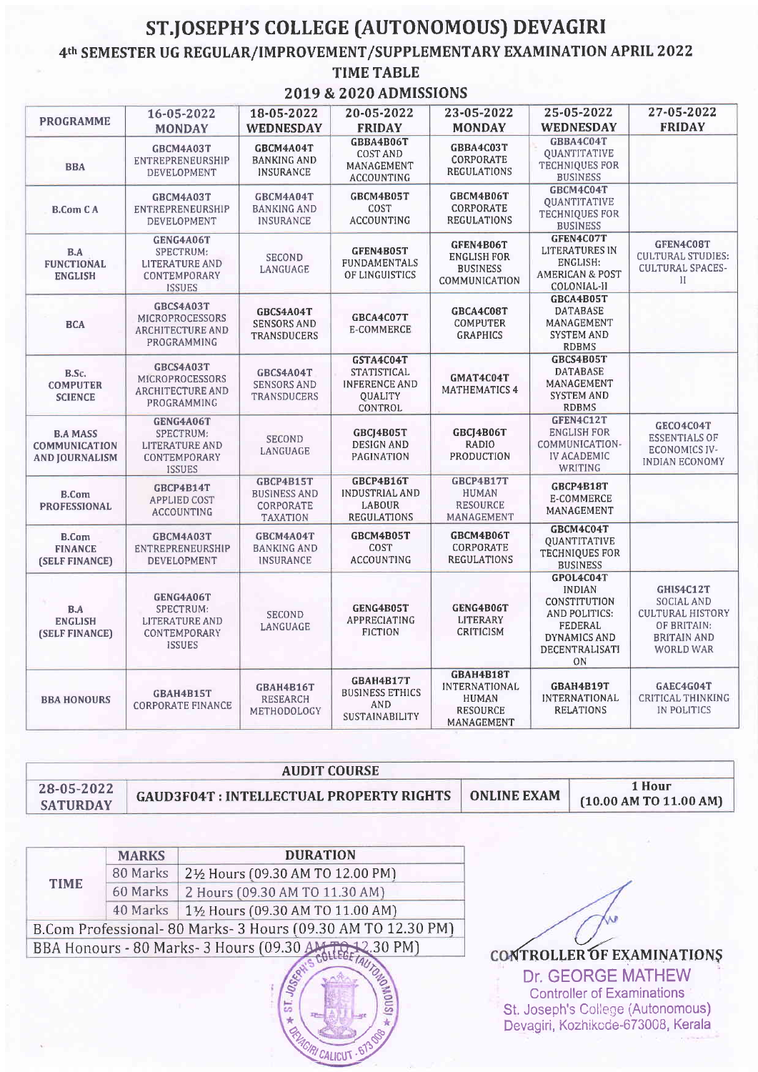# ST.JOSEPH'S COLLEGE (AUTONOMOUS) DEVAGIRI

## 4th SEMESTER UG REGULAR/IMPROVEMENT/SUPPLEMENTARY EXAMINATION APRIL 2022

### TIME TABLE

### 2019 & 2020 ADMISSIONS

| PROGRAMME | 16-05-2022 MONDAY | 18-05-2022 WEDNESDAY | 20-05-2022 FRIDAY | 23-05-2022 MONDAY | 25-05-2022 WEDNESDAY | 27-05-2022 FRIDAY |
|---|---|---|---|---|---|---|
| BBA | GBCM4A03T ENTREPRENEURSHIP DEVELOPMENT | GBCM4A04T BANKING AND INSURANCE | GBBA4B06T COST AND MANAGEMENT ACCOUNTING | GBBA4C03T CORPORATE REGULATIONS | GBBA4C04T QUANTITATIVE TECHNIQUES FOR BUSINESS | |
| B.Com C A | GBCM4A03T ENTREPRENEURSHIP DEVELOPMENT | GBCM4A04T BANKING AND INSURANCE | GBCM4B05T COST ACCOUNTING | GBCM4B06T CORPORATE REGULATIONS | GBCM4C04T QUANTITATIVE TECHNIQUES FOR BUSINESS | |
| B.A FUNCTIONAL ENGLISH | GENG4A06T SPECTRUM: LITERATURE AND CONTEMPORARY ISSUES | SECOND LANGUAGE | GFEN4B05T FUNDAMENTALS OF LINGUISTICS | GFEN4B06T ENGLISH FOR BUSINESS COMMUNICATION | GFEN4C07T LITERATURES IN ENGLISH: AMERICAN & POST COLONIAL-II | GFEN4C08T CULTURAL STUDIES: CULTURAL SPACES-II |
| BCA | GBCS4A03T MICROPROCESSORS ARCHITECTURE AND PROGRAMMING | GBCS4A04T SENSORS AND TRANSDUCERS | GBCA4C07T E-COMMERCE | GBCA4C08T COMPUTER GRAPHICS | GBCA4B05T DATABASE MANAGEMENT SYSTEM AND RDBMS | |
| B.Sc. COMPUTER SCIENCE | GBCS4A03T MICROPROCESSORS ARCHITECTURE AND PROGRAMMING | GBCS4A04T SENSORS AND TRANSDUCERS | GSTA4C04T STATISTICAL INFERENCE AND QUALITY CONTROL | GMAT4C04T MATHEMATICS 4 | GBCS4B05T DATABASE MANAGEMENT SYSTEM AND RDBMS | |
| B.A MASS COMMUNICATION AND JOURNALISM | GENG4A06T SPECTRUM: LITERATURE AND CONTEMPORARY ISSUES | SECOND LANGUAGE | GBCJ4B05T DESIGN AND PAGINATION | GBCJ4B06T RADIO PRODUCTION | GFEN4C12T ENGLISH FOR COMMUNICATION-IV ACADEMIC WRITING | GECO4C04T ESSENTIALS OF ECONOMICS IV-INDIAN ECONOMY |
| B.Com PROFESSIONAL | GBCP4B14T APPLIED COST ACCOUNTING | GBCP4B15T BUSINESS AND CORPORATE TAXATION | GBCP4B16T INDUSTRIAL AND LABOUR REGULATIONS | GBCP4B17T HUMAN RESOURCE MANAGEMENT | GBCP4B18T E-COMMERCE MANAGEMENT | |
| B.Com FINANCE (SELF FINANCE) | GBCM4A03T ENTREPRENEURSHIP DEVELOPMENT | GBCM4A04T BANKING AND INSURANCE | GBCM4B05T COST ACCOUNTING | GBCM4B06T CORPORATE REGULATIONS | GBCM4C04T QUANTITATIVE TECHNIQUES FOR BUSINESS | |
| B.A ENGLISH (SELF FINANCE) | GENG4A06T SPECTRUM: LITERATURE AND CONTEMPORARY ISSUES | SECOND LANGUAGE | GENG4B05T APPRECIATING FICTION | GENG4B06T LITERARY CRITICISM | GPOL4C04T INDIAN CONSTITUTION AND POLITICS: FEDERAL DYNAMICS AND DECENTRALISATION | GHIS4C12T SOCIAL AND CULTURAL HISTORY OF BRITAIN: BRITAIN AND WORLD WAR |
| BBA HONOURS | GBAH4B15T CORPORATE FINANCE | GBAH4B16T RESEARCH METHODOLOGY | GBAH4B17T BUSINESS ETHICS AND SUSTAINABILITY | GBAH4B18T INTERNATIONAL HUMAN RESOURCE MANAGEMENT | GBAH4B19T INTERNATIONAL RELATIONS | GAEC4G04T CRITICAL THINKING IN POLITICS |

| AUDIT COURSE | | | |
|---|---|---|---|
| 28-05-2022 SATURDAY | GAUD3F04T : INTELLECTUAL PROPERTY RIGHTS | ONLINE EXAM | 1 Hour (10.00 AM TO 11.00 AM) |

| | MARKS | DURATION |
|---|---|---|
| TIME | 80 Marks | 2½ Hours (09.30 AM TO 12.00 PM) |
| | 60 Marks | 2 Hours (09.30 AM TO 11.30 AM) |
| | 40 Marks | 1½ Hours (09.30 AM TO 11.00 AM) |
| B.Com Professional- 80 Marks- 3 Hours (09.30 AM TO 12.30 PM) | | |
| BBA Honours - 80 Marks- 3 Hours (09.30 AM TO 12.30 PM) | | |

CONTROLLER OF EXAMINATIONS

Dr. GEORGE MATHEW
Controller of Examinations
St. Joseph's College (Autonomous)
Devagiri, Kozhikode-673008, Kerala